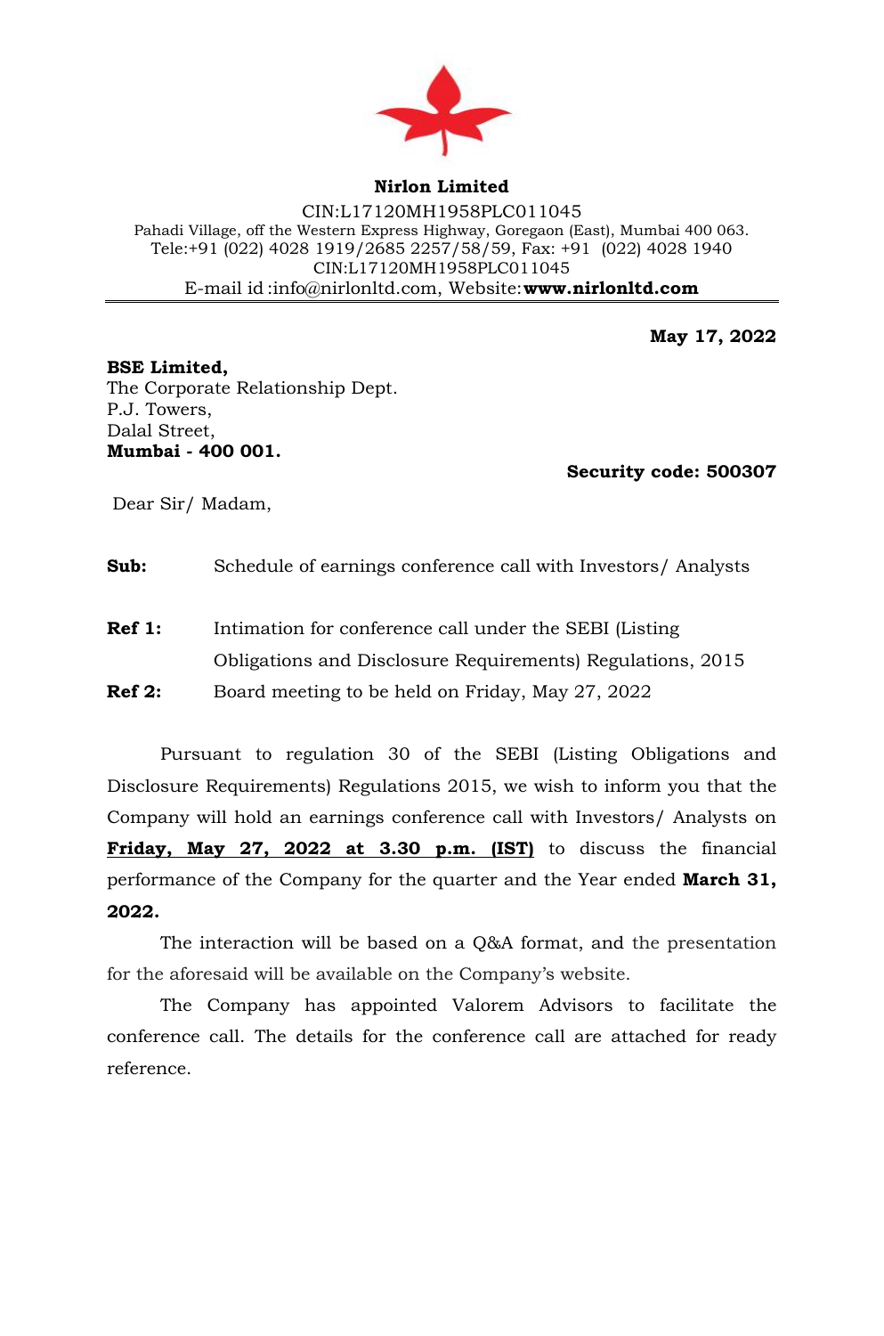**Nirlon Limited**

CIN:L17120MH1958PLC011045
Pahadi Village, off the Western Express Highway, Goregaon (East), Mumbai 400 063.
Tele:+91 (022) 4028 1919/2685 2257/58/59, Fax: +91 (022) 4028 1940
CIN:L17120MH1958PLC011045
E-mail id :info@nirlonltd.com, Website:**www.nirlonltd.com**

**May 17, 2022**

**BSE Limited,**
The Corporate Relationship Dept.
P.J. Towers,
Dalal Street,
**Mumbai - 400 001.**

**Security code: 500307**

Dear Sir/ Madam,

**Sub:** Schedule of earnings conference call with Investors/ Analysts

**Ref 1:** Intimation for conference call under the SEBI (Listing Obligations and Disclosure Requirements) Regulations, 2015

**Ref 2:** Board meeting to be held on Friday, May 27, 2022

Pursuant to regulation 30 of the SEBI (Listing Obligations and Disclosure Requirements) Regulations 2015, we wish to inform you that the Company will hold an earnings conference call with Investors/ Analysts on **Friday, May 27, 2022 at 3.30 p.m. (IST)** to discuss the financial performance of the Company for the quarter and the Year ended **March 31, 2022.**

The interaction will be based on a Q&A format, and the presentation for the aforesaid will be available on the Company's website.

The Company has appointed Valorem Advisors to facilitate the conference call. The details for the conference call are attached for ready reference.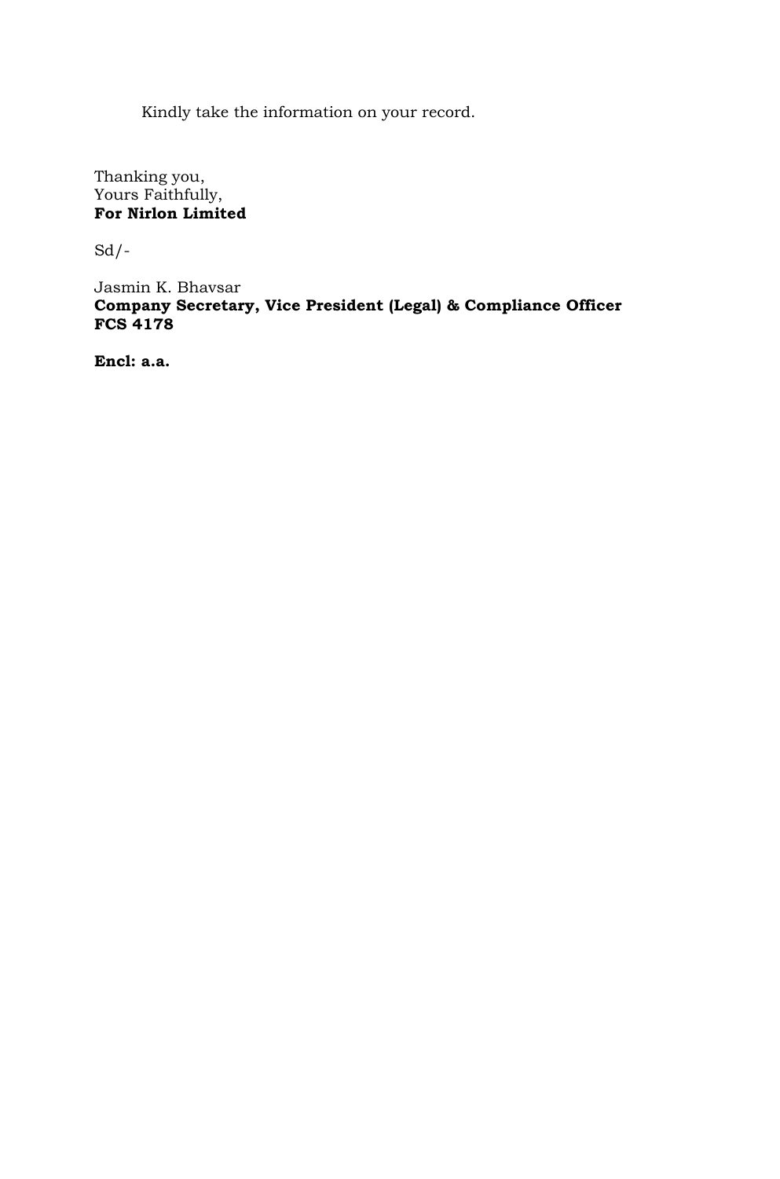Kindly take the information on your record.

Thanking you,
Yours Faithfully,
**For Nirlon Limited**

Sd/-

Jasmin K. Bhavsar
**Company Secretary, Vice President (Legal) & Compliance Officer**
**FCS 4178**

**Encl: a.a.**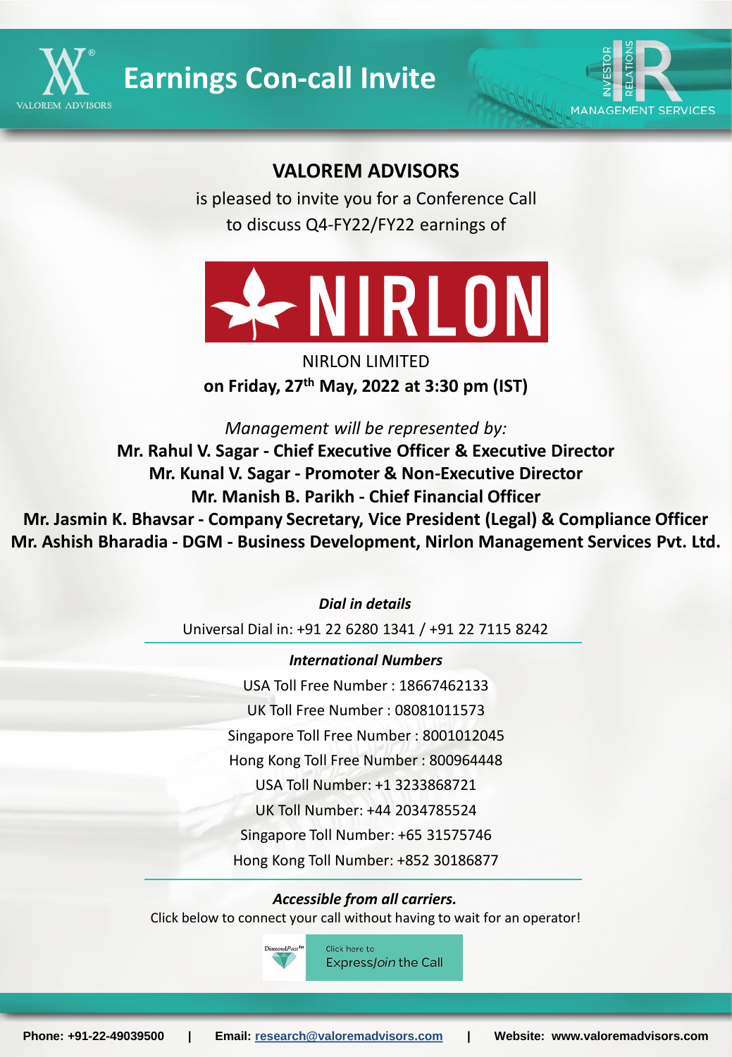# Earnings Con-call Invite

## VALOREM ADVISORS

is pleased to invite you for a Conference Call
to discuss Q4-FY22/FY22 earnings of

NIRLON

NIRLON LIMITED

**on Friday, 27th May, 2022 at 3:30 pm (IST)**

*Management will be represented by:*

**Mr. Rahul V. Sagar - Chief Executive Officer & Executive Director**
**Mr. Kunal V. Sagar - Promoter & Non-Executive Director**
**Mr. Manish B. Parikh - Chief Financial Officer**
**Mr. Jasmin K. Bhavsar - Company Secretary, Vice President (Legal) & Compliance Officer**
**Mr. Ashish Bharadia - DGM - Business Development, Nirlon Management Services Pvt. Ltd.**

***Dial in details***

Universal Dial in: +91 22 6280 1341 / +91 22 7115 8242

***International Numbers***

USA Toll Free Number : 18667462133
UK Toll Free Number : 08081011573
Singapore Toll Free Number : 8001012045
Hong Kong Toll Free Number : 800964448
USA Toll Number: +1 3233868721
UK Toll Number: +44 2034785524
Singapore Toll Number: +65 31575746
Hong Kong Toll Number: +852 30186877

***Accessible from all carriers.***

Click below to connect your call without having to wait for an operator!

DiamondPass™ Click here to ExpressJoin the Call

**Phone: +91-22-49039500 | Email: research@valoremadvisors.com | Website: www.valoremadvisors.com**